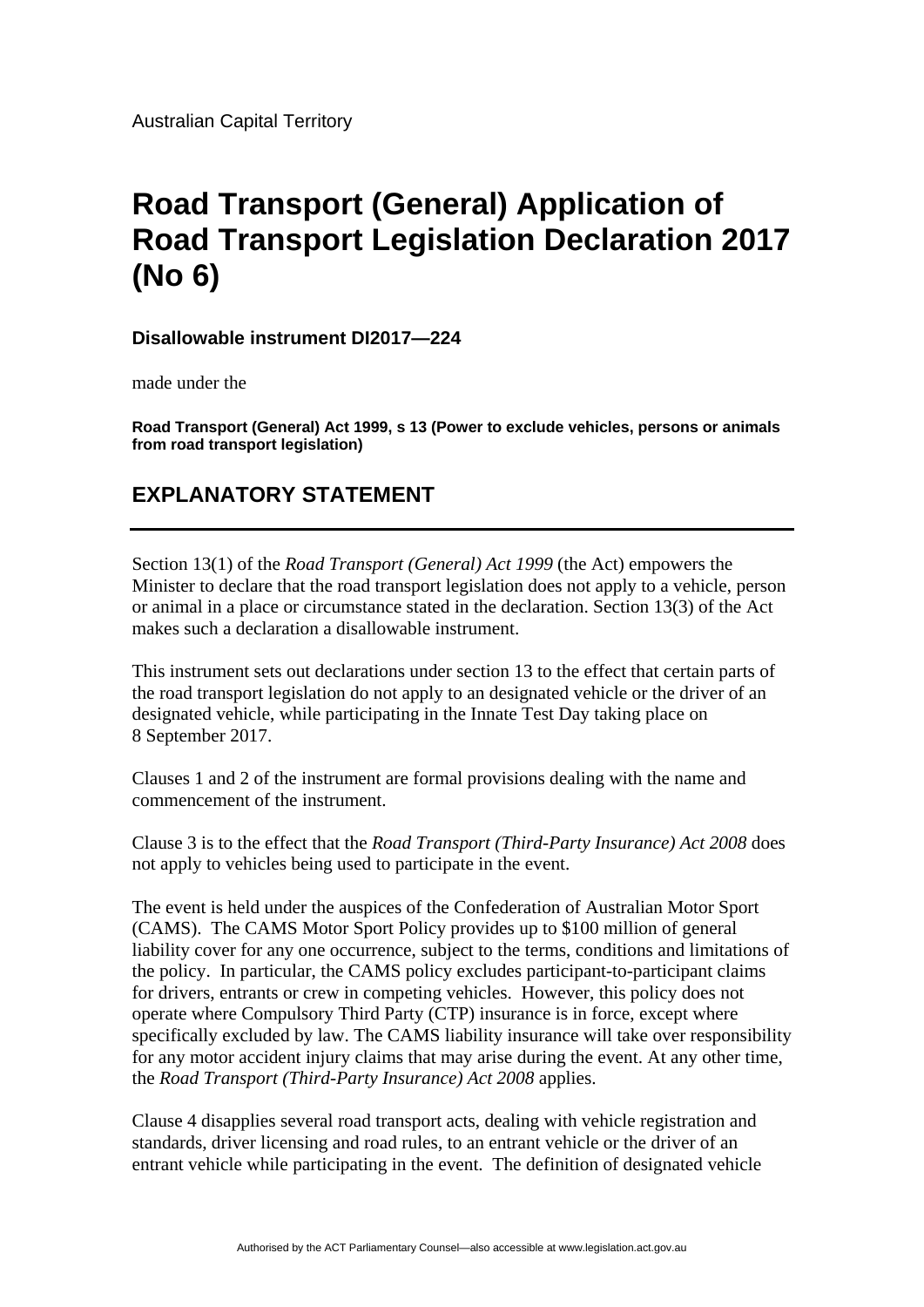Australian Capital Territory

# Road Transport (General) Application of Road Transport Legislation Declaration 2017 (No 6)

**Disallowable instrument DI2017—224**

made under the

**Road Transport (General) Act 1999, s 13 (Power to exclude vehicles, persons or animals from road transport legislation)**

## EXPLANATORY STATEMENT

Section 13(1) of the *Road Transport (General) Act 1999* (the Act) empowers the Minister to declare that the road transport legislation does not apply to a vehicle, person or animal in a place or circumstance stated in the declaration. Section 13(3) of the Act makes such a declaration a disallowable instrument.

This instrument sets out declarations under section 13 to the effect that certain parts of the road transport legislation do not apply to an designated vehicle or the driver of an designated vehicle, while participating in the Innate Test Day taking place on 8 September 2017.

Clauses 1 and 2 of the instrument are formal provisions dealing with the name and commencement of the instrument.

Clause 3 is to the effect that the *Road Transport (Third-Party Insurance) Act 2008* does not apply to vehicles being used to participate in the event.

The event is held under the auspices of the Confederation of Australian Motor Sport (CAMS). The CAMS Motor Sport Policy provides up to $100 million of general liability cover for any one occurrence, subject to the terms, conditions and limitations of the policy. In particular, the CAMS policy excludes participant-to-participant claims for drivers, entrants or crew in competing vehicles. However, this policy does not operate where Compulsory Third Party (CTP) insurance is in force, except where specifically excluded by law. The CAMS liability insurance will take over responsibility for any motor accident injury claims that may arise during the event. At any other time, the *Road Transport (Third-Party Insurance) Act 2008* applies.

Clause 4 disapplies several road transport acts, dealing with vehicle registration and standards, driver licensing and road rules, to an entrant vehicle or the driver of an entrant vehicle while participating in the event. The definition of designated vehicle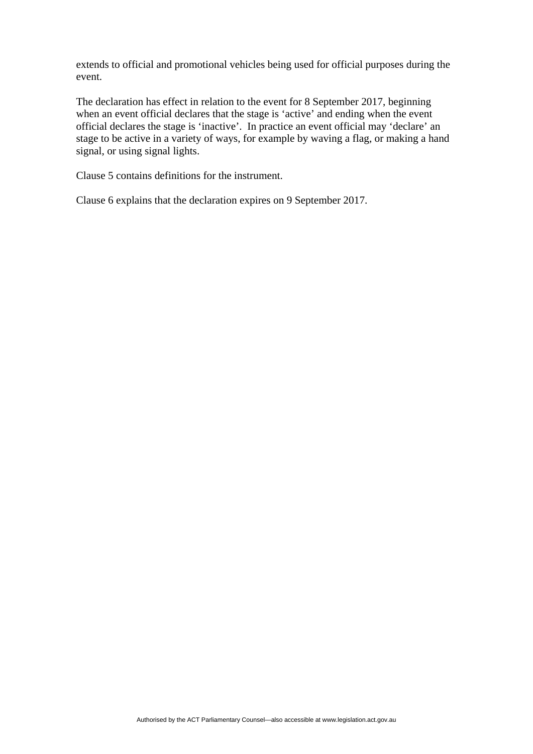extends to official and promotional vehicles being used for official purposes during the event.

The declaration has effect in relation to the event for 8 September 2017, beginning when an event official declares that the stage is 'active' and ending when the event official declares the stage is 'inactive'. In practice an event official may 'declare' an stage to be active in a variety of ways, for example by waving a flag, or making a hand signal, or using signal lights.

Clause 5 contains definitions for the instrument.

Clause 6 explains that the declaration expires on 9 September 2017.